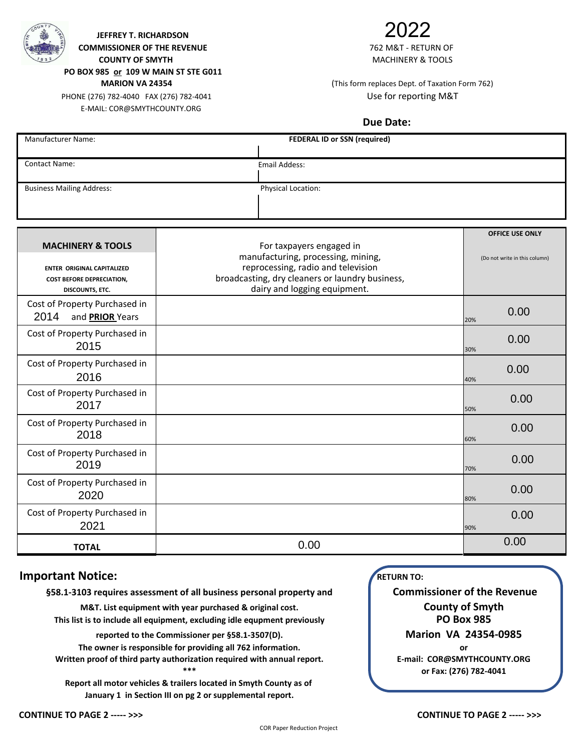**JEFFREY T. RICHARDSON**
**COMMISSIONER OF THE REVENUE**
**COUNTY OF SMYTH**
**PO BOX 985 or 109 W MAIN ST STE G011**
**MARION VA 24354**
PHONE (276) 782-4040 FAX (276) 782-4041
E-MAIL: COR@SMYTHCOUNTY.ORG

# 2022

762 M&T - RETURN OF MACHINERY & TOOLS

(This form replaces Dept. of Taxation Form 762)
Use for reporting M&T

**Due Date:**

| Manufacturer Name: | **FEDERAL ID or SSN (required)** |
|---|---|
| Contact Name: | Email Addess: |
| Business Mailing Address: | Physical Location: |

| **MACHINERY & TOOLS** **ENTER ORIGINAL CAPITALIZED COST BEFORE DEPRECIATION, DISCOUNTS, ETC.** | For taxpayers engaged in manufacturing, processing, mining, reprocessing, radio and television broadcasting, dry cleaners or laundry business, dairy and logging equipment. | **OFFICE USE ONLY** (Do not write in this column) |
|---|---|---|
| Cost of Property Purchased in 2014 and **PRIOR** Years | | 20% 0.00 |
| Cost of Property Purchased in 2015 | | 30% 0.00 |
| Cost of Property Purchased in 2016 | | 40% 0.00 |
| Cost of Property Purchased in 2017 | | 50% 0.00 |
| Cost of Property Purchased in 2018 | | 60% 0.00 |
| Cost of Property Purchased in 2019 | | 70% 0.00 |
| Cost of Property Purchased in 2020 | | 80% 0.00 |
| Cost of Property Purchased in 2021 | | 90% 0.00 |
| **TOTAL** | 0.00 | 0.00 |

## Important Notice:

**§58.1-3103 requires assessment of all business personal property and M&T. List equipment with year purchased & original cost. This list is to include all equipment, excluding idle equpment previously reported to the Commissioner per §58.1-3507(D). The owner is responsible for providing all 762 information. Written proof of third party authorization required with annual report.**

**\*\*\***

**Report all motor vehicles & trailers located in Smyth County as of January 1 in Section III on pg 2 or supplemental report.**

**RETURN TO:**

**Commissioner of the Revenue**
**County of Smyth**
**PO Box 985**
**Marion VA 24354-0985**
**or**
**E-mail: COR@SMYTHCOUNTY.ORG**
**or Fax: (276) 782-4041**

**CONTINUE TO PAGE 2 ----- >>>**

**CONTINUE TO PAGE 2 ----- >>>**

COR Paper Reduction Project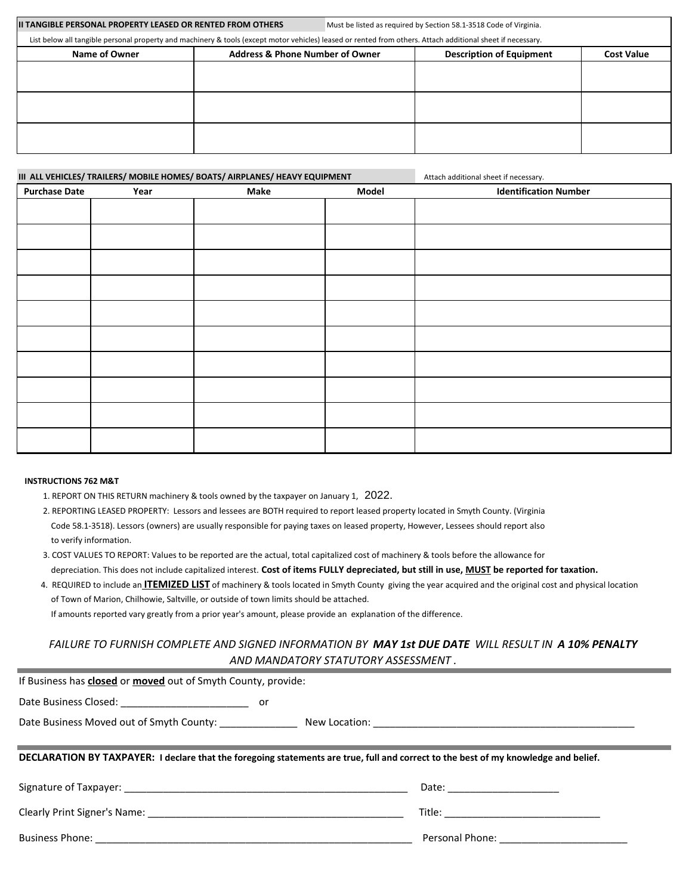**II TANGIBLE PERSONAL PROPERTY LEASED OR RENTED FROM OTHERS** Must be listed as required by Section 58.1-3518 Code of Virginia.

List below all tangible personal property and machinery & tools (except motor vehicles) leased or rented from others. Attach additional sheet if necessary.

| Name of Owner | Address & Phone Number of Owner | Description of Equipment | Cost Value |
|---|---|---|---|
| | | | |
| | | | |
| | | | |

**III ALL VEHICLES/ TRAILERS/ MOBILE HOMES/ BOATS/ AIRPLANES/ HEAVY EQUIPMENT** Attach additional sheet if necessary.

| Purchase Date | Year | Make | Model | Identification Number |
|---|---|---|---|---|
| | | | | |
| | | | | |
| | | | | |
| | | | | |
| | | | | |
| | | | | |
| | | | | |
| | | | | |
| | | | | |
| | | | | |

**INSTRUCTIONS 762 M&T**

1. REPORT ON THIS RETURN machinery & tools owned by the taxpayer on January 1, 2022.
2. REPORTING LEASED PROPERTY: Lessors and lessees are BOTH required to report leased property located in Smyth County. (Virginia Code 58.1-3518). Lessors (owners) are usually responsible for paying taxes on leased property, However, Lessees should report also to verify information.
3. COST VALUES TO REPORT: Values to be reported are the actual, total capitalized cost of machinery & tools before the allowance for depreciation. This does not include capitalized interest. **Cost of items FULLY depreciated, but still in use, MUST be reported for taxation.**
4. REQUIRED to include an **ITEMIZED LIST** of machinery & tools located in Smyth County giving the year acquired and the original cost and physical location of Town of Marion, Chilhowie, Saltville, or outside of town limits should be attached.
   If amounts reported vary greatly from a prior year's amount, please provide an explanation of the difference.

*FAILURE TO FURNISH COMPLETE AND SIGNED INFORMATION BY **MAY 1st DUE DATE** WILL RESULT IN **A 10% PENALTY** AND MANDATORY STATUTORY ASSESSMENT .*

If Business has **closed** or **moved** out of Smyth County, provide:

Date Business Closed: _______________________ or

Date Business Moved out of Smyth County: _____________ New Location: ________________________________________________

**DECLARATION BY TAXPAYER: I declare that the foregoing statements are true, full and correct to the best of my knowledge and belief.**

Signature of Taxpayer: ____________________________________________________ Date: ___________________

Clearly Print Signer's Name: _______________________________________________ Title: ____________________________

Business Phone: _________________________________________________________ Personal Phone: ______________________